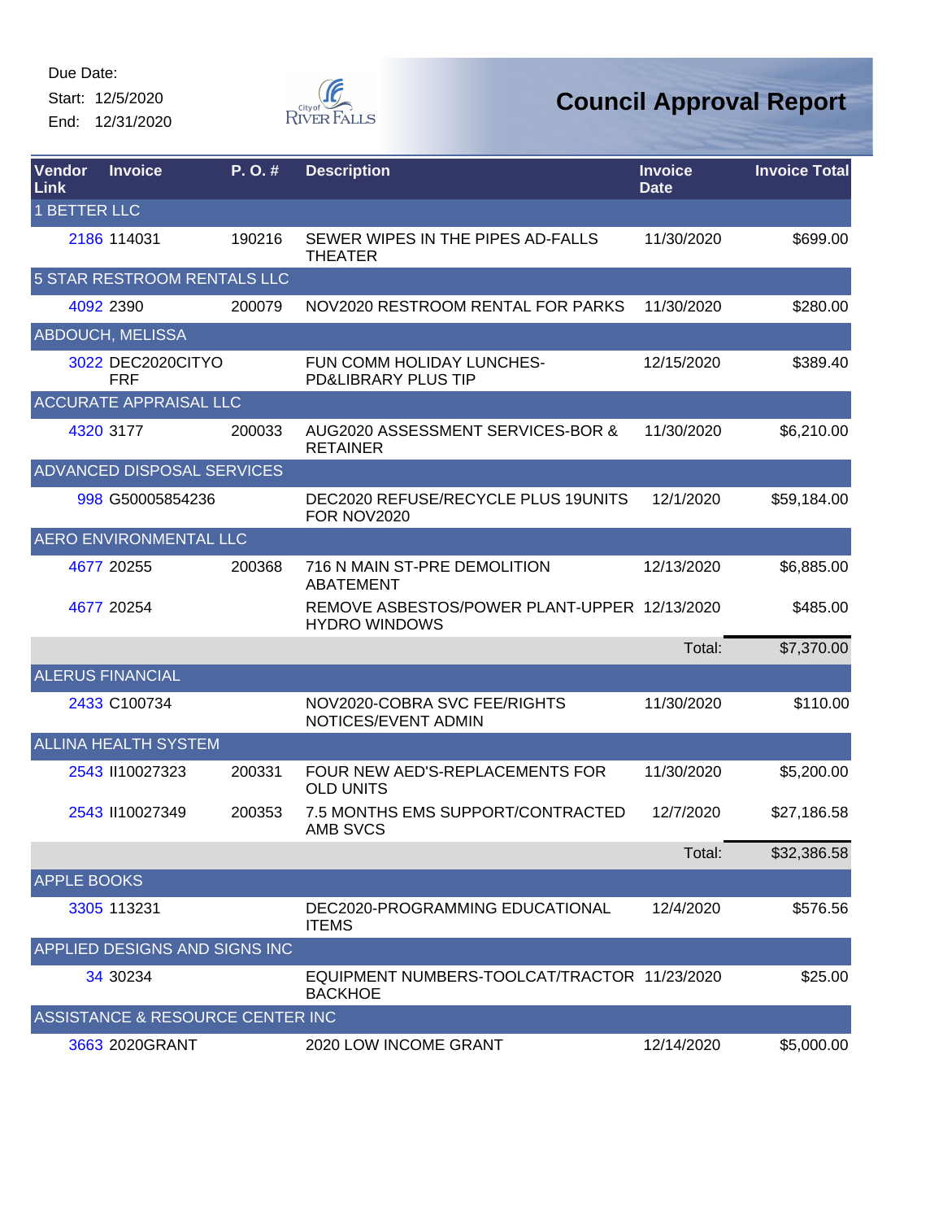Due Date:

Start: 12/5/2020

End: 12/31/2020

City of River Falls

# Council Approval Report

| Vendor Link | Invoice | P. O. # | Description | Invoice Date | Invoice Total |
|---|---|---|---|---|---|
| 1 BETTER LLC | | | | | |
| 2186 | 114031 | 190216 | SEWER WIPES IN THE PIPES AD-FALLS THEATER | 11/30/2020 | $699.00 |
| 5 STAR RESTROOM RENTALS LLC | | | | | |
| 4092 | 2390 | 200079 | NOV2020 RESTROOM RENTAL FOR PARKS | 11/30/2020 | $280.00 |
| ABDOUCH, MELISSA | | | | | |
| 3022 | DEC2020CITYOFRF | | FUN COMM HOLIDAY LUNCHES-PD&LIBRARY PLUS TIP | 12/15/2020 | $389.40 |
| ACCURATE APPRAISAL LLC | | | | | |
| 4320 | 3177 | 200033 | AUG2020 ASSESSMENT SERVICES-BOR & RETAINER | 11/30/2020 | $6,210.00 |
| ADVANCED DISPOSAL SERVICES | | | | | |
| 998 | G50005854236 | | DEC2020 REFUSE/RECYCLE PLUS 19UNITS FOR NOV2020 | 12/1/2020 | $59,184.00 |
| AERO ENVIRONMENTAL LLC | | | | | |
| 4677 | 20255 | 200368 | 716 N MAIN ST-PRE DEMOLITION ABATEMENT | 12/13/2020 | $6,885.00 |
| 4677 | 20254 | | REMOVE ASBESTOS/POWER PLANT-UPPER HYDRO WINDOWS | 12/13/2020 | $485.00 |
| | | | | Total: | $7,370.00 |
| ALERUS FINANCIAL | | | | | |
| 2433 | C100734 | | NOV2020-COBRA SVC FEE/RIGHTS NOTICES/EVENT ADMIN | 11/30/2020 | $110.00 |
| ALLINA HEALTH SYSTEM | | | | | |
| 2543 | II10027323 | 200331 | FOUR NEW AED'S-REPLACEMENTS FOR OLD UNITS | 11/30/2020 | $5,200.00 |
| 2543 | II10027349 | 200353 | 7.5 MONTHS EMS SUPPORT/CONTRACTED AMB SVCS | 12/7/2020 | $27,186.58 |
| | | | | Total: | $32,386.58 |
| APPLE BOOKS | | | | | |
| 3305 | 113231 | | DEC2020-PROGRAMMING EDUCATIONAL ITEMS | 12/4/2020 | $576.56 |
| APPLIED DESIGNS AND SIGNS INC | | | | | |
| 34 | 30234 | | EQUIPMENT NUMBERS-TOOLCAT/TRACTOR BACKHOE | 11/23/2020 | $25.00 |
| ASSISTANCE & RESOURCE CENTER INC | | | | | |
| 3663 | 2020GRANT | | 2020 LOW INCOME GRANT | 12/14/2020 | $5,000.00 |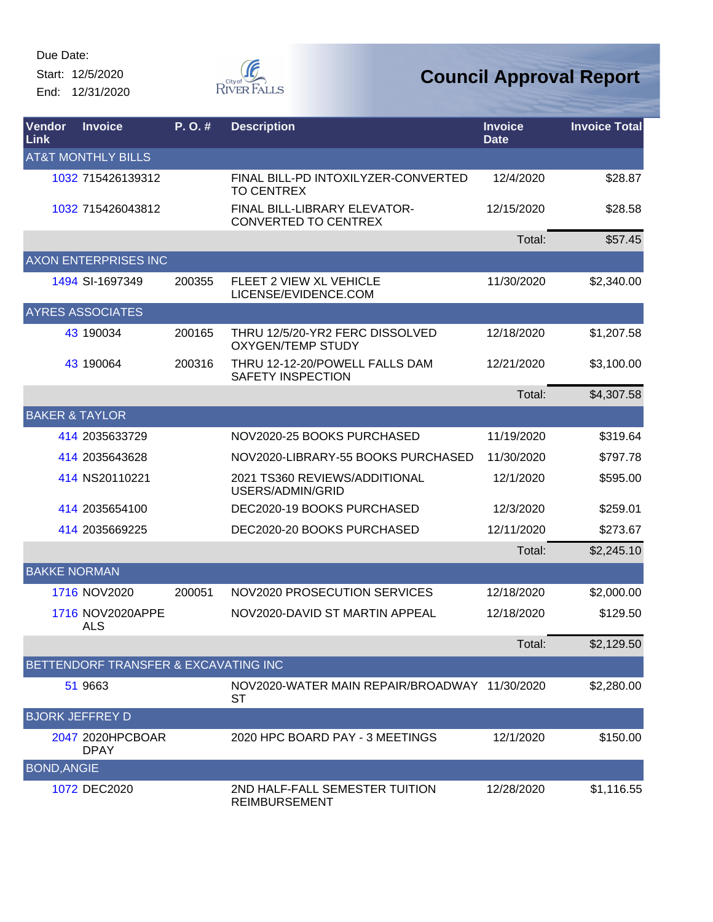Due Date:
Start: 12/5/2020
End: 12/31/2020

# Council Approval Report

| Vendor Link | Invoice | P. O. # | Description | Invoice Date | Invoice Total |
|---|---|---|---|---|---|
| AT&T MONTHLY BILLS | | | | | |
| 1032 | 715426139312 | | FINAL BILL-PD INTOXILYZER-CONVERTED TO CENTREX | 12/4/2020 | $28.87 |
| 1032 | 715426043812 | | FINAL BILL-LIBRARY ELEVATOR-CONVERTED TO CENTREX | 12/15/2020 | $28.58 |
| | | | | Total: | $57.45 |
| AXON ENTERPRISES INC | | | | | |
| 1494 | SI-1697349 | 200355 | FLEET 2 VIEW XL VEHICLE LICENSE/EVIDENCE.COM | 11/30/2020 | $2,340.00 |
| AYRES ASSOCIATES | | | | | |
| 43 | 190034 | 200165 | THRU 12/5/20-YR2 FERC DISSOLVED OXYGEN/TEMP STUDY | 12/18/2020 | $1,207.58 |
| 43 | 190064 | 200316 | THRU 12-12-20/POWELL FALLS DAM SAFETY INSPECTION | 12/21/2020 | $3,100.00 |
| | | | | Total: | $4,307.58 |
| BAKER & TAYLOR | | | | | |
| 414 | 2035633729 | | NOV2020-25 BOOKS PURCHASED | 11/19/2020 | $319.64 |
| 414 | 2035643628 | | NOV2020-LIBRARY-55 BOOKS PURCHASED | 11/30/2020 | $797.78 |
| 414 | NS20110221 | | 2021 TS360 REVIEWS/ADDITIONAL USERS/ADMIN/GRID | 12/1/2020 | $595.00 |
| 414 | 2035654100 | | DEC2020-19 BOOKS PURCHASED | 12/3/2020 | $259.01 |
| 414 | 2035669225 | | DEC2020-20 BOOKS PURCHASED | 12/11/2020 | $273.67 |
| | | | | Total: | $2,245.10 |
| BAKKE NORMAN | | | | | |
| 1716 | NOV2020 | 200051 | NOV2020 PROSECUTION SERVICES | 12/18/2020 | $2,000.00 |
| 1716 | NOV2020APPEALS | | NOV2020-DAVID ST MARTIN APPEAL | 12/18/2020 | $129.50 |
| | | | | Total: | $2,129.50 |
| BETTENDORF TRANSFER & EXCAVATING INC | | | | | |
| 51 | 9663 | | NOV2020-WATER MAIN REPAIR/BROADWAY ST | 11/30/2020 | $2,280.00 |
| BJORK JEFFREY D | | | | | |
| 2047 | 2020HPCBOARDPAY | | 2020 HPC BOARD PAY - 3 MEETINGS | 12/1/2020 | $150.00 |
| BOND,ANGIE | | | | | |
| 1072 | DEC2020 | | 2ND HALF-FALL SEMESTER TUITION REIMBURSEMENT | 12/28/2020 | $1,116.55 |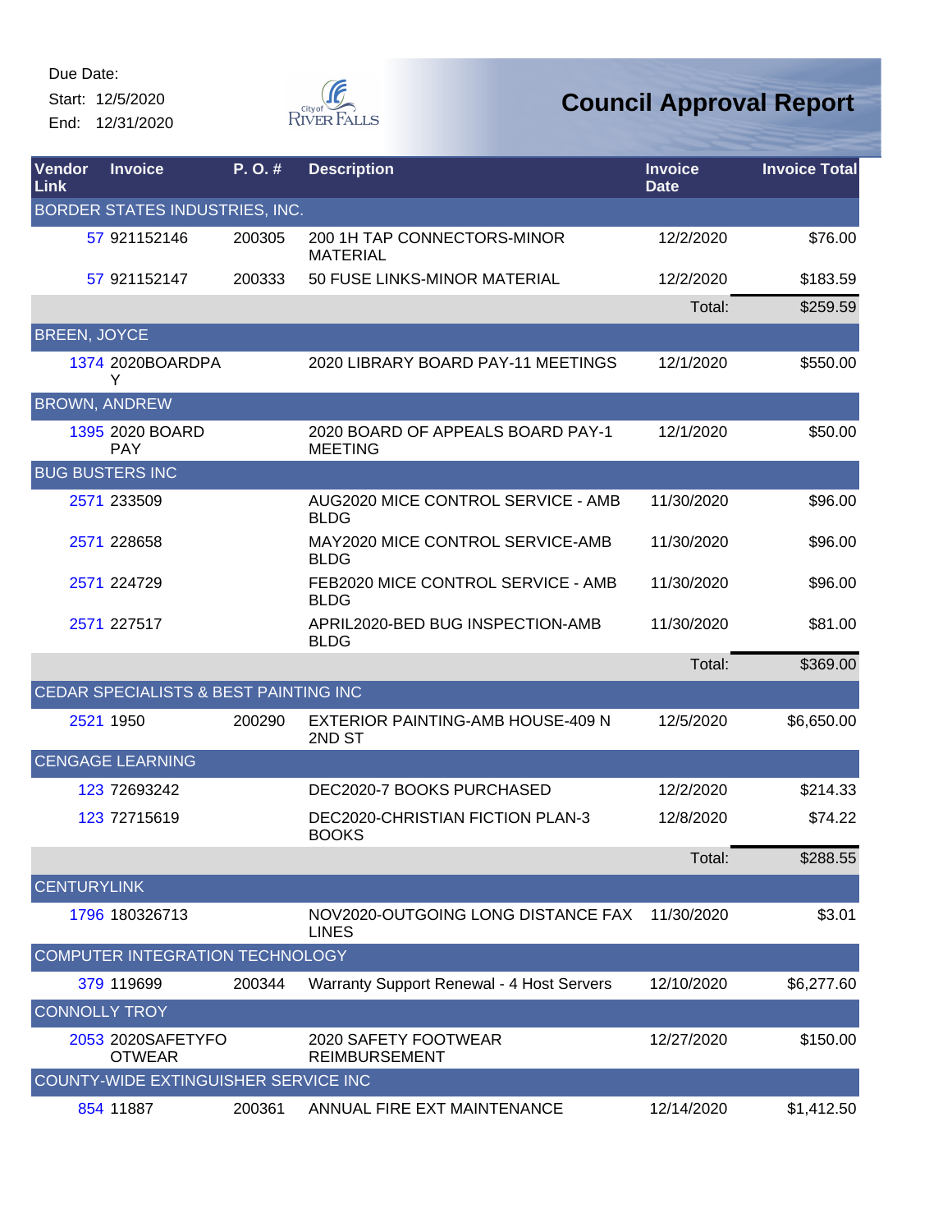Due Date:
Start: 12/5/2020
End: 12/31/2020

# Council Approval Report

| Vendor Link | Invoice | P. O. # | Description | Invoice Date | Invoice Total |
|---|---|---|---|---|---|
| BORDER STATES INDUSTRIES, INC. | | | | | |
| 57 | 921152146 | 200305 | 200 1H TAP CONNECTORS-MINOR MATERIAL | 12/2/2020 | $76.00 |
| 57 | 921152147 | 200333 | 50 FUSE LINKS-MINOR MATERIAL | 12/2/2020 | $183.59 |
| | | | | Total: | $259.59 |
| BREEN, JOYCE | | | | | |
| 1374 | 2020BOARDPAY | | 2020 LIBRARY BOARD PAY-11 MEETINGS | 12/1/2020 | $550.00 |
| BROWN, ANDREW | | | | | |
| 1395 | 2020 BOARD PAY | | 2020 BOARD OF APPEALS BOARD PAY-1 MEETING | 12/1/2020 | $50.00 |
| BUG BUSTERS INC | | | | | |
| 2571 | 233509 | | AUG2020 MICE CONTROL SERVICE - AMB BLDG | 11/30/2020 | $96.00 |
| 2571 | 228658 | | MAY2020 MICE CONTROL SERVICE-AMB BLDG | 11/30/2020 | $96.00 |
| 2571 | 224729 | | FEB2020 MICE CONTROL SERVICE - AMB BLDG | 11/30/2020 | $96.00 |
| 2571 | 227517 | | APRIL2020-BED BUG INSPECTION-AMB BLDG | 11/30/2020 | $81.00 |
| | | | | Total: | $369.00 |
| CEDAR SPECIALISTS & BEST PAINTING INC | | | | | |
| 2521 | 1950 | 200290 | EXTERIOR PAINTING-AMB HOUSE-409 N 2ND ST | 12/5/2020 | $6,650.00 |
| CENGAGE LEARNING | | | | | |
| 123 | 72693242 | | DEC2020-7 BOOKS PURCHASED | 12/2/2020 | $214.33 |
| 123 | 72715619 | | DEC2020-CHRISTIAN FICTION PLAN-3 BOOKS | 12/8/2020 | $74.22 |
| | | | | Total: | $288.55 |
| CENTURYLINK | | | | | |
| 1796 | 180326713 | | NOV2020-OUTGOING LONG DISTANCE FAX LINES | 11/30/2020 | $3.01 |
| COMPUTER INTEGRATION TECHNOLOGY | | | | | |
| 379 | 119699 | 200344 | Warranty Support Renewal - 4 Host Servers | 12/10/2020 | $6,277.60 |
| CONNOLLY TROY | | | | | |
| 2053 | 2020SAFETYFOOTWEAR | | 2020 SAFETY FOOTWEAR REIMBURSEMENT | 12/27/2020 | $150.00 |
| COUNTY-WIDE EXTINGUISHER SERVICE INC | | | | | |
| 854 | 11887 | 200361 | ANNUAL FIRE EXT MAINTENANCE | 12/14/2020 | $1,412.50 |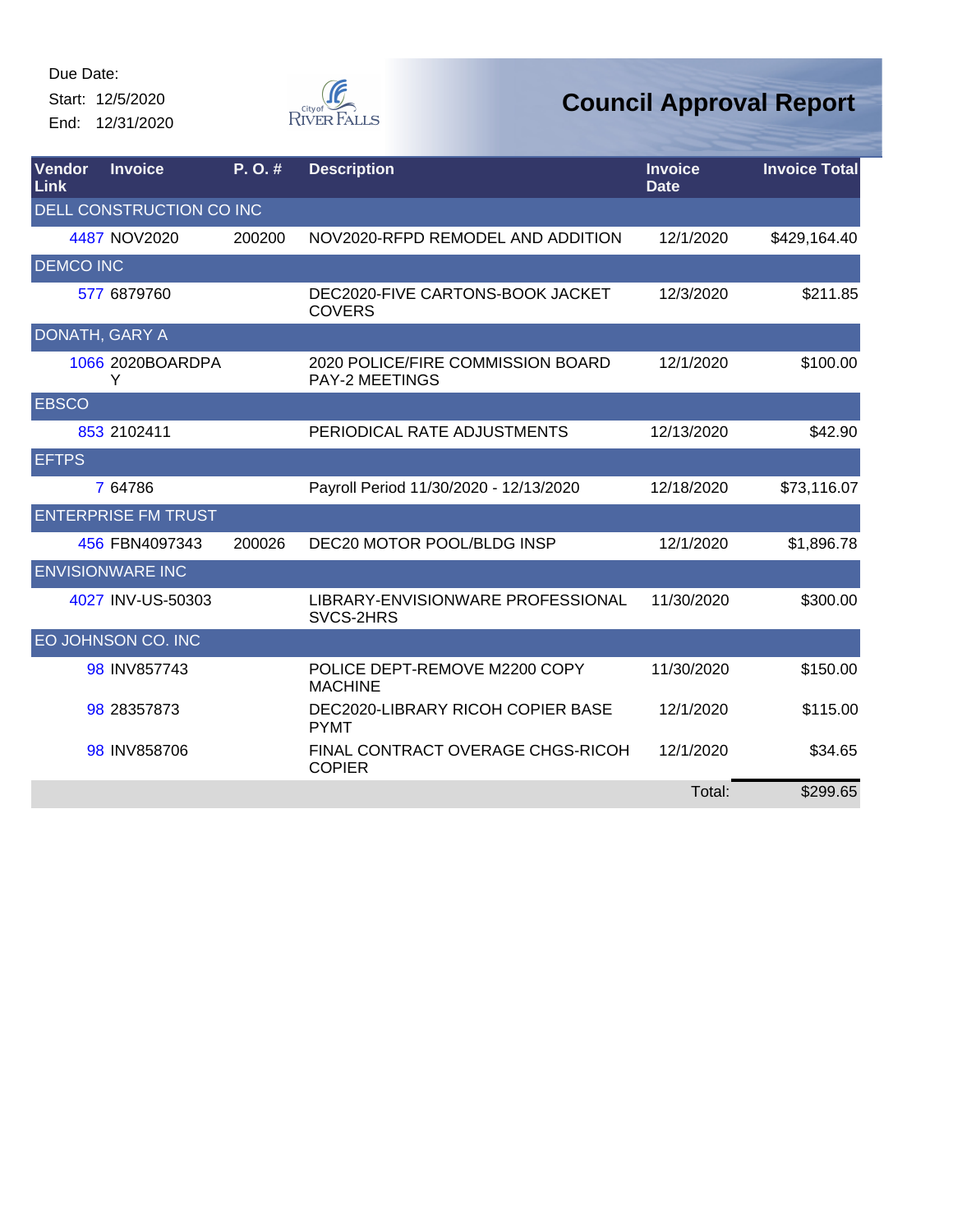Due Date:
Start: 12/5/2020
End: 12/31/2020

# Council Approval Report

| Vendor Link | Invoice | P. O. # | Description | Invoice Date | Invoice Total |
|---|---|---|---|---|---|
| DELL CONSTRUCTION CO INC | | | | | |
| 4487 | NOV2020 | 200200 | NOV2020-RFPD REMODEL AND ADDITION | 12/1/2020 | $429,164.40 |
| DEMCO INC | | | | | |
| 577 | 6879760 | | DEC2020-FIVE CARTONS-BOOK JACKET COVERS | 12/3/2020 | $211.85 |
| DONATH, GARY A | | | | | |
| 1066 | 2020BOARDPAY | | 2020 POLICE/FIRE COMMISSION BOARD PAY-2 MEETINGS | 12/1/2020 | $100.00 |
| EBSCO | | | | | |
| 853 | 2102411 | | PERIODICAL RATE ADJUSTMENTS | 12/13/2020 | $42.90 |
| EFTPS | | | | | |
| 7 | 64786 | | Payroll Period 11/30/2020 - 12/13/2020 | 12/18/2020 | $73,116.07 |
| ENTERPRISE FM TRUST | | | | | |
| 456 | FBN4097343 | 200026 | DEC20 MOTOR POOL/BLDG INSP | 12/1/2020 | $1,896.78 |
| ENVISIONWARE INC | | | | | |
| 4027 | INV-US-50303 | | LIBRARY-ENVISIONWARE PROFESSIONAL SVCS-2HRS | 11/30/2020 | $300.00 |
| EO JOHNSON CO. INC | | | | | |
| 98 | INV857743 | | POLICE DEPT-REMOVE M2200 COPY MACHINE | 11/30/2020 | $150.00 |
| 98 | 28357873 | | DEC2020-LIBRARY RICOH COPIER BASE PYMT | 12/1/2020 | $115.00 |
| 98 | INV858706 | | FINAL CONTRACT OVERAGE CHGS-RICOH COPIER | 12/1/2020 | $34.65 |
| | | | | Total: | $299.65 |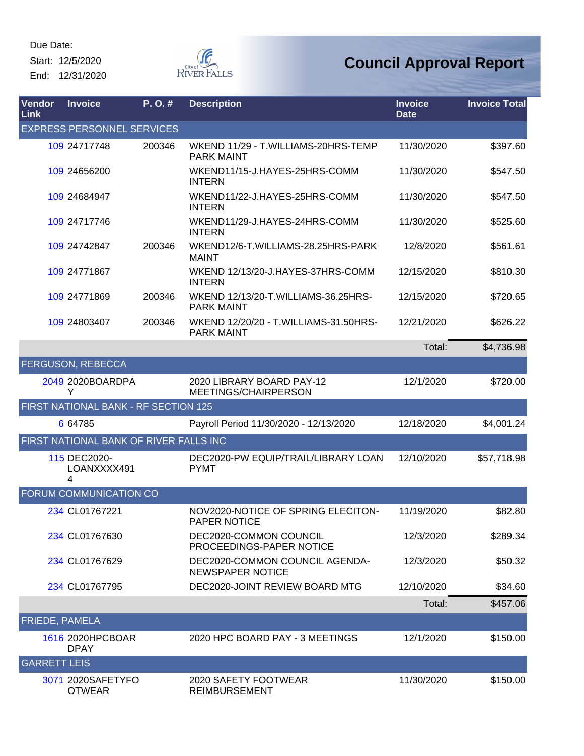Due Date:
Start: 12/5/2020
End: 12/31/2020

# Council Approval Report

| Vendor Link | Invoice | P. O. # | Description | Invoice Date | Invoice Total |
|---|---|---|---|---|---|
| EXPRESS PERSONNEL SERVICES | | | | | |
| 109 | 24717748 | 200346 | WKEND 11/29 - T.WILLIAMS-20HRS-TEMP PARK MAINT | 11/30/2020 | $397.60 |
| 109 | 24656200 | | WKEND11/15-J.HAYES-25HRS-COMM INTERN | 11/30/2020 | $547.50 |
| 109 | 24684947 | | WKEND11/22-J.HAYES-25HRS-COMM INTERN | 11/30/2020 | $547.50 |
| 109 | 24717746 | | WKEND11/29-J.HAYES-24HRS-COMM INTERN | 11/30/2020 | $525.60 |
| 109 | 24742847 | 200346 | WKEND12/6-T.WILLIAMS-28.25HRS-PARK MAINT | 12/8/2020 | $561.61 |
| 109 | 24771867 | | WKEND 12/13/20-J.HAYES-37HRS-COMM INTERN | 12/15/2020 | $810.30 |
| 109 | 24771869 | 200346 | WKEND 12/13/20-T.WILLIAMS-36.25HRS-PARK MAINT | 12/15/2020 | $720.65 |
| 109 | 24803407 | 200346 | WKEND 12/20/20 - T.WILLIAMS-31.50HRS-PARK MAINT | 12/21/2020 | $626.22 |
| | | | | Total: | $4,736.98 |
| FERGUSON, REBECCA | | | | | |
| 2049 | 2020BOARDPAY | | 2020 LIBRARY BOARD PAY-12 MEETINGS/CHAIRPERSON | 12/1/2020 | $720.00 |
| FIRST NATIONAL BANK - RF SECTION 125 | | | | | |
| 6 | 64785 | | Payroll Period 11/30/2020 - 12/13/2020 | 12/18/2020 | $4,001.24 |
| FIRST NATIONAL BANK OF RIVER FALLS INC | | | | | |
| 115 | DEC2020-LOANXXXX4914 | | DEC2020-PW EQUIP/TRAIL/LIBRARY LOAN PYMT | 12/10/2020 | $57,718.98 |
| FORUM COMMUNICATION CO | | | | | |
| 234 | CL01767221 | | NOV2020-NOTICE OF SPRING ELECITON-PAPER NOTICE | 11/19/2020 | $82.80 |
| 234 | CL01767630 | | DEC2020-COMMON COUNCIL PROCEEDINGS-PAPER NOTICE | 12/3/2020 | $289.34 |
| 234 | CL01767629 | | DEC2020-COMMON COUNCIL AGENDA-NEWSPAPER NOTICE | 12/3/2020 | $50.32 |
| 234 | CL01767795 | | DEC2020-JOINT REVIEW BOARD MTG | 12/10/2020 | $34.60 |
| | | | | Total: | $457.06 |
| FRIEDE, PAMELA | | | | | |
| 1616 | 2020HPCBOARDPAY | | 2020 HPC BOARD PAY - 3 MEETINGS | 12/1/2020 | $150.00 |
| GARRETT LEIS | | | | | |
| 3071 | 2020SAFETYFOOTWEAR | | 2020 SAFETY FOOTWEAR REIMBURSEMENT | 11/30/2020 | $150.00 |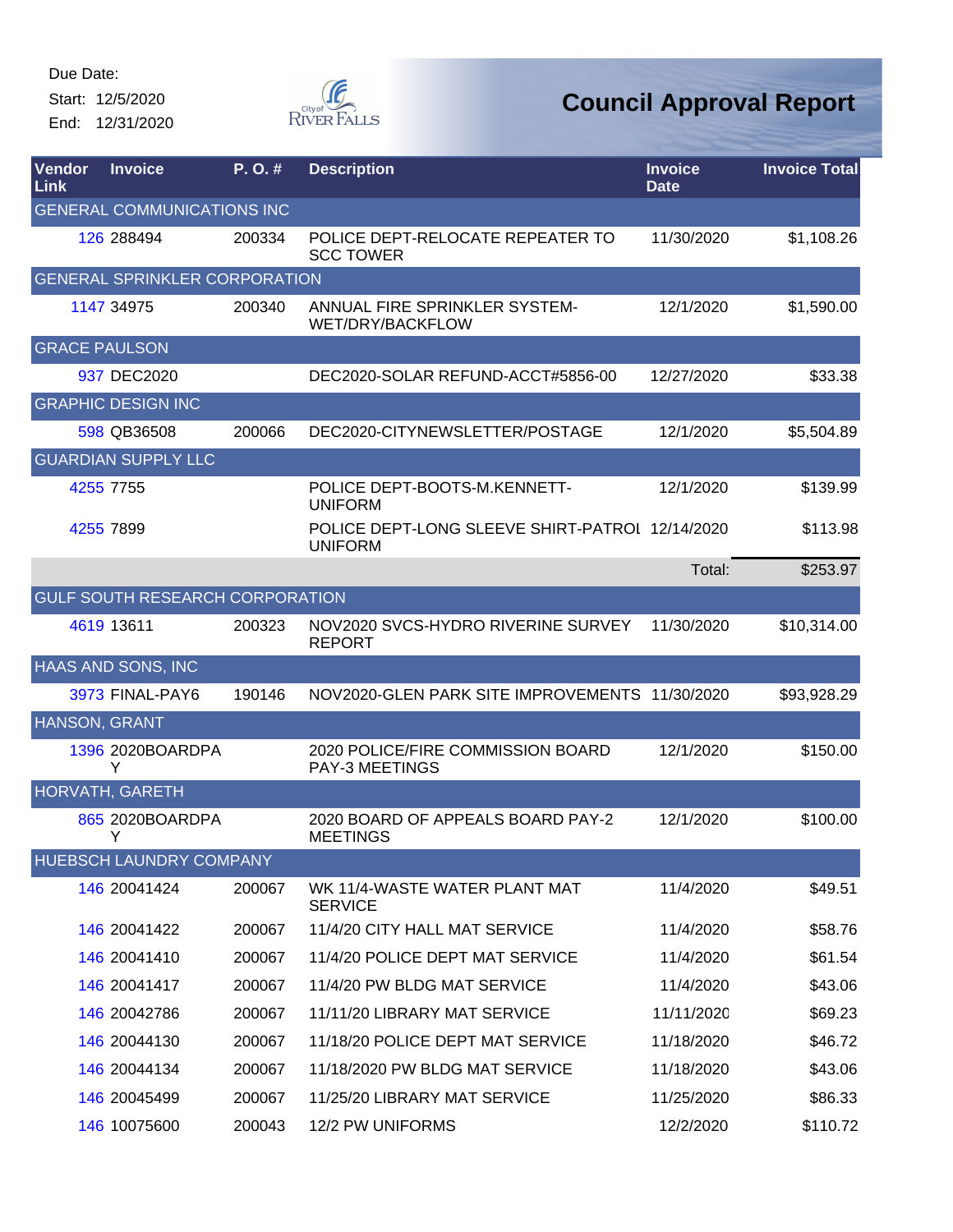Due Date:
Start: 12/5/2020
End: 12/31/2020

# Council Approval Report

| Vendor Link | Invoice | P. O. # | Description | Invoice Date | Invoice Total |
|---|---|---|---|---|---|
| GENERAL COMMUNICATIONS INC | | | | | |
| 126 | 288494 | 200334 | POLICE DEPT-RELOCATE REPEATER TO SCC TOWER | 11/30/2020 | $1,108.26 |
| GENERAL SPRINKLER CORPORATION | | | | | |
| 1147 | 34975 | 200340 | ANNUAL FIRE SPRINKLER SYSTEM-WET/DRY/BACKFLOW | 12/1/2020 | $1,590.00 |
| GRACE PAULSON | | | | | |
| 937 | DEC2020 | | DEC2020-SOLAR REFUND-ACCT#5856-00 | 12/27/2020 | $33.38 |
| GRAPHIC DESIGN INC | | | | | |
| 598 | QB36508 | 200066 | DEC2020-CITYNEWSLETTER/POSTAGE | 12/1/2020 | $5,504.89 |
| GUARDIAN SUPPLY LLC | | | | | |
| 4255 | 7755 | | POLICE DEPT-BOOTS-M.KENNETT-UNIFORM | 12/1/2020 | $139.99 |
| 4255 | 7899 | | POLICE DEPT-LONG SLEEVE SHIRT-PATROL UNIFORM | 12/14/2020 | $113.98 |
| | | | | Total: | $253.97 |
| GULF SOUTH RESEARCH CORPORATION | | | | | |
| 4619 | 13611 | 200323 | NOV2020 SVCS-HYDRO RIVERINE SURVEY REPORT | 11/30/2020 | $10,314.00 |
| HAAS AND SONS, INC | | | | | |
| 3973 | FINAL-PAY6 | 190146 | NOV2020-GLEN PARK SITE IMPROVEMENTS | 11/30/2020 | $93,928.29 |
| HANSON, GRANT | | | | | |
| 1396 | 2020BOARDPAY | | 2020 POLICE/FIRE COMMISSION BOARD PAY-3 MEETINGS | 12/1/2020 | $150.00 |
| HORVATH, GARETH | | | | | |
| 865 | 2020BOARDPAY | | 2020 BOARD OF APPEALS BOARD PAY-2 MEETINGS | 12/1/2020 | $100.00 |
| HUEBSCH LAUNDRY COMPANY | | | | | |
| 146 | 20041424 | 200067 | WK 11/4-WASTE WATER PLANT MAT SERVICE | 11/4/2020 | $49.51 |
| 146 | 20041422 | 200067 | 11/4/20 CITY HALL MAT SERVICE | 11/4/2020 | $58.76 |
| 146 | 20041410 | 200067 | 11/4/20 POLICE DEPT MAT SERVICE | 11/4/2020 | $61.54 |
| 146 | 20041417 | 200067 | 11/4/20 PW BLDG MAT SERVICE | 11/4/2020 | $43.06 |
| 146 | 20042786 | 200067 | 11/11/20 LIBRARY MAT SERVICE | 11/11/2020 | $69.23 |
| 146 | 20044130 | 200067 | 11/18/20 POLICE DEPT MAT SERVICE | 11/18/2020 | $46.72 |
| 146 | 20044134 | 200067 | 11/18/2020 PW BLDG MAT SERVICE | 11/18/2020 | $43.06 |
| 146 | 20045499 | 200067 | 11/25/20 LIBRARY MAT SERVICE | 11/25/2020 | $86.33 |
| 146 | 10075600 | 200043 | 12/2 PW UNIFORMS | 12/2/2020 | $110.72 |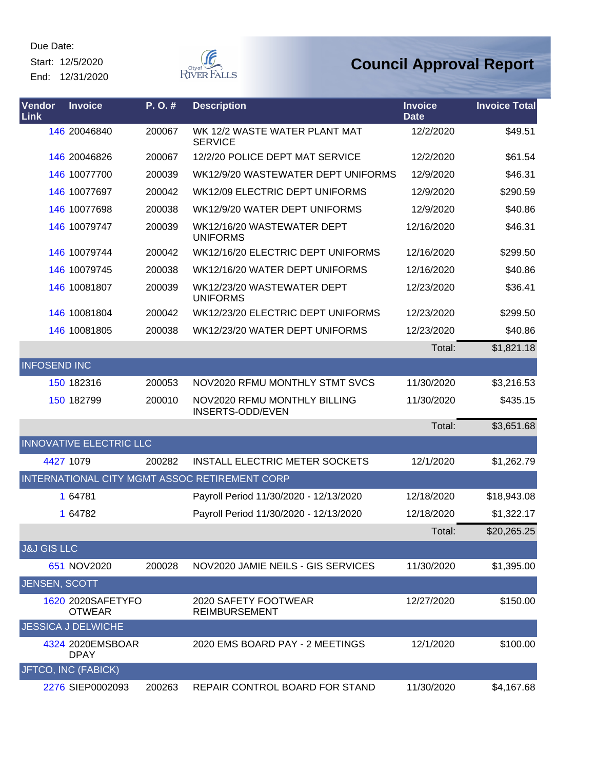Due Date:

Start: 12/5/2020

End: 12/31/2020

# Council Approval Report

| Vendor Link | Invoice | P. O. # | Description | Invoice Date | Invoice Total |
|---|---|---|---|---|---|
| 146 | 20046840 | 200067 | WK 12/2 WASTE WATER PLANT MAT SERVICE | 12/2/2020 | $49.51 |
| 146 | 20046826 | 200067 | 12/2/20 POLICE DEPT MAT SERVICE | 12/2/2020 | $61.54 |
| 146 | 10077700 | 200039 | WK12/9/20 WASTEWATER DEPT UNIFORMS | 12/9/2020 | $46.31 |
| 146 | 10077697 | 200042 | WK12/09 ELECTRIC DEPT UNIFORMS | 12/9/2020 | $290.59 |
| 146 | 10077698 | 200038 | WK12/9/20 WATER DEPT UNIFORMS | 12/9/2020 | $40.86 |
| 146 | 10079747 | 200039 | WK12/16/20 WASTEWATER DEPT UNIFORMS | 12/16/2020 | $46.31 |
| 146 | 10079744 | 200042 | WK12/16/20 ELECTRIC DEPT UNIFORMS | 12/16/2020 | $299.50 |
| 146 | 10079745 | 200038 | WK12/16/20 WATER DEPT UNIFORMS | 12/16/2020 | $40.86 |
| 146 | 10081807 | 200039 | WK12/23/20 WASTEWATER DEPT UNIFORMS | 12/23/2020 | $36.41 |
| 146 | 10081804 | 200042 | WK12/23/20 ELECTRIC DEPT UNIFORMS | 12/23/2020 | $299.50 |
| 146 | 10081805 | 200038 | WK12/23/20 WATER DEPT UNIFORMS | 12/23/2020 | $40.86 |
| | | | | Total: | $1,821.18 |
| INFOSEND INC | | | | | |
| 150 | 182316 | 200053 | NOV2020 RFMU MONTHLY STMT SVCS | 11/30/2020 | $3,216.53 |
| 150 | 182799 | 200010 | NOV2020 RFMU MONTHLY BILLING INSERTS-ODD/EVEN | 11/30/2020 | $435.15 |
| | | | | Total: | $3,651.68 |
| INNOVATIVE ELECTRIC LLC | | | | | |
| 4427 | 1079 | 200282 | INSTALL ELECTRIC METER SOCKETS | 12/1/2020 | $1,262.79 |
| INTERNATIONAL CITY MGMT ASSOC RETIREMENT CORP | | | | | |
| 1 | 64781 | | Payroll Period 11/30/2020 - 12/13/2020 | 12/18/2020 | $18,943.08 |
| 1 | 64782 | | Payroll Period 11/30/2020 - 12/13/2020 | 12/18/2020 | $1,322.17 |
| | | | | Total: | $20,265.25 |
| J&J GIS LLC | | | | | |
| 651 | NOV2020 | 200028 | NOV2020 JAMIE NEILS - GIS SERVICES | 11/30/2020 | $1,395.00 |
| JENSEN, SCOTT | | | | | |
| 1620 | 2020SAFETYFOOTWEAR | | 2020 SAFETY FOOTWEAR REIMBURSEMENT | 12/27/2020 | $150.00 |
| JESSICA J DELWICHE | | | | | |
| 4324 | 2020EMSBOARDPAY | | 2020 EMS BOARD PAY - 2 MEETINGS | 12/1/2020 | $100.00 |
| JFTCO, INC (FABICK) | | | | | |
| 2276 | SIEP0002093 | 200263 | REPAIR CONTROL BOARD FOR STAND | 11/30/2020 | $4,167.68 |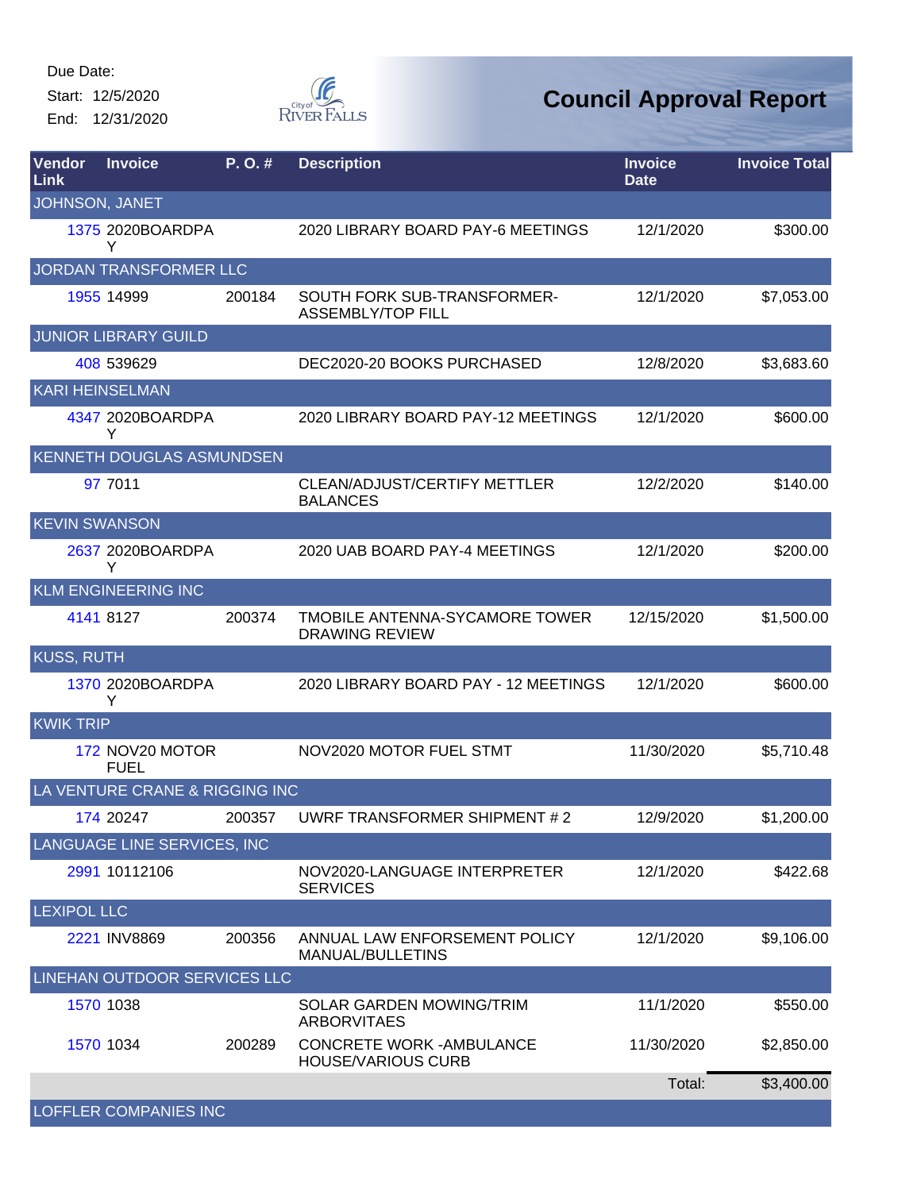Due Date:
Start: 12/5/2020
End: 12/31/2020

# Council Approval Report

| Vendor Link | Invoice | P. O. # | Description | Invoice Date | Invoice Total |
|---|---|---|---|---|---|
| JOHNSON, JANET | | | | | |
| 1375 | 2020BOARDPAY | | 2020 LIBRARY BOARD PAY-6 MEETINGS | 12/1/2020 | $300.00 |
| JORDAN TRANSFORMER LLC | | | | | |
| 1955 | 14999 | 200184 | SOUTH FORK SUB-TRANSFORMER-ASSEMBLY/TOP FILL | 12/1/2020 | $7,053.00 |
| JUNIOR LIBRARY GUILD | | | | | |
| 408 | 539629 | | DEC2020-20 BOOKS PURCHASED | 12/8/2020 | $3,683.60 |
| KARI HEINSELMAN | | | | | |
| 4347 | 2020BOARDPAY | | 2020 LIBRARY BOARD PAY-12 MEETINGS | 12/1/2020 | $600.00 |
| KENNETH DOUGLAS ASMUNDSEN | | | | | |
| 97 | 7011 | | CLEAN/ADJUST/CERTIFY METTLER BALANCES | 12/2/2020 | $140.00 |
| KEVIN SWANSON | | | | | |
| 2637 | 2020BOARDPAY | | 2020 UAB BOARD PAY-4 MEETINGS | 12/1/2020 | $200.00 |
| KLM ENGINEERING INC | | | | | |
| 4141 | 8127 | 200374 | TMOBILE ANTENNA-SYCAMORE TOWER DRAWING REVIEW | 12/15/2020 | $1,500.00 |
| KUSS, RUTH | | | | | |
| 1370 | 2020BOARDPAY | | 2020 LIBRARY BOARD PAY - 12 MEETINGS | 12/1/2020 | $600.00 |
| KWIK TRIP | | | | | |
| 172 | NOV20 MOTOR FUEL | | NOV2020 MOTOR FUEL STMT | 11/30/2020 | $5,710.48 |
| LA VENTURE CRANE & RIGGING INC | | | | | |
| 174 | 20247 | 200357 | UWRF TRANSFORMER SHIPMENT # 2 | 12/9/2020 | $1,200.00 |
| LANGUAGE LINE SERVICES, INC | | | | | |
| 2991 | 10112106 | | NOV2020-LANGUAGE INTERPRETER SERVICES | 12/1/2020 | $422.68 |
| LEXIPOL LLC | | | | | |
| 2221 | INV8869 | 200356 | ANNUAL LAW ENFORSEMENT POLICY MANUAL/BULLETINS | 12/1/2020 | $9,106.00 |
| LINEHAN OUTDOOR SERVICES LLC | | | | | |
| 1570 | 1038 | | SOLAR GARDEN MOWING/TRIM ARBORVITAES | 11/1/2020 | $550.00 |
| 1570 | 1034 | 200289 | CONCRETE WORK -AMBULANCE HOUSE/VARIOUS CURB | 11/30/2020 | $2,850.00 |
| | | | | Total: | $3,400.00 |
| LOFFLER COMPANIES INC | | | | | |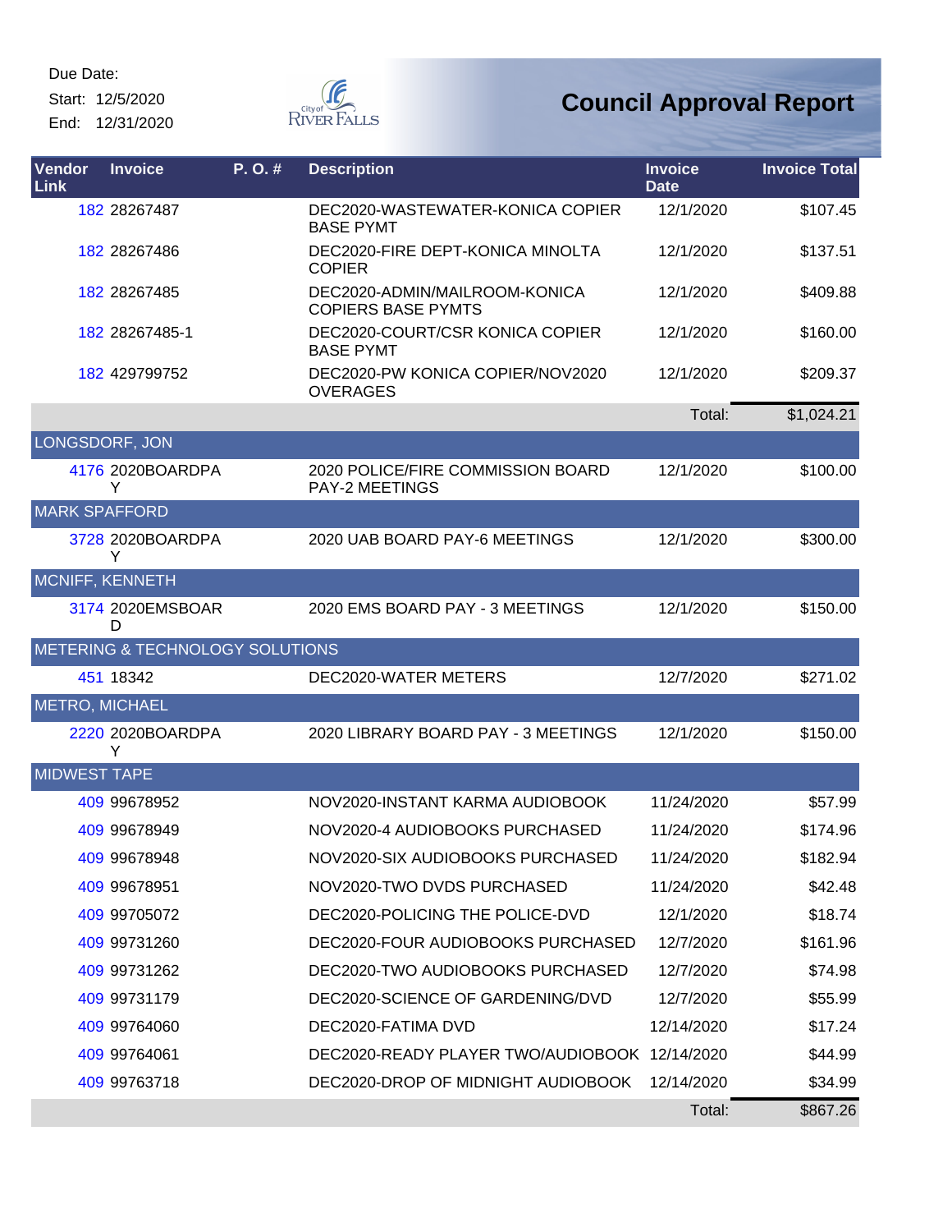Due Date:
Start: 12/5/2020
End: 12/31/2020

# Council Approval Report

| Vendor Link | Invoice | P. O. # | Description | Invoice Date | Invoice Total |
|---|---|---|---|---|---|
| 182 | 28267487 | | DEC2020-WASTEWATER-KONICA COPIER BASE PYMT | 12/1/2020 | $107.45 |
| 182 | 28267486 | | DEC2020-FIRE DEPT-KONICA MINOLTA COPIER | 12/1/2020 | $137.51 |
| 182 | 28267485 | | DEC2020-ADMIN/MAILROOM-KONICA COPIERS BASE PYMTS | 12/1/2020 | $409.88 |
| 182 | 28267485-1 | | DEC2020-COURT/CSR KONICA COPIER BASE PYMT | 12/1/2020 | $160.00 |
| 182 | 429799752 | | DEC2020-PW KONICA COPIER/NOV2020 OVERAGES | 12/1/2020 | $209.37 |
| | | | | Total: | $1,024.21 |
| LONGSDORF, JON | | | | | |
| 4176 | 2020BOARDPAY | | 2020 POLICE/FIRE COMMISSION BOARD PAY-2 MEETINGS | 12/1/2020 | $100.00 |
| MARK SPAFFORD | | | | | |
| 3728 | 2020BOARDPAY | | 2020 UAB BOARD PAY-6 MEETINGS | 12/1/2020 | $300.00 |
| MCNIFF, KENNETH | | | | | |
| 3174 | 2020EMSBOARD | | 2020 EMS BOARD PAY - 3 MEETINGS | 12/1/2020 | $150.00 |
| METERING & TECHNOLOGY SOLUTIONS | | | | | |
| 451 | 18342 | | DEC2020-WATER METERS | 12/7/2020 | $271.02 |
| METRO, MICHAEL | | | | | |
| 2220 | 2020BOARDPAY | | 2020 LIBRARY BOARD PAY - 3 MEETINGS | 12/1/2020 | $150.00 |
| MIDWEST TAPE | | | | | |
| 409 | 99678952 | | NOV2020-INSTANT KARMA AUDIOBOOK | 11/24/2020 | $57.99 |
| 409 | 99678949 | | NOV2020-4 AUDIOBOOKS PURCHASED | 11/24/2020 | $174.96 |
| 409 | 99678948 | | NOV2020-SIX AUDIOBOOKS PURCHASED | 11/24/2020 | $182.94 |
| 409 | 99678951 | | NOV2020-TWO DVDS PURCHASED | 11/24/2020 | $42.48 |
| 409 | 99705072 | | DEC2020-POLICING THE POLICE-DVD | 12/1/2020 | $18.74 |
| 409 | 99731260 | | DEC2020-FOUR AUDIOBOOKS PURCHASED | 12/7/2020 | $161.96 |
| 409 | 99731262 | | DEC2020-TWO AUDIOBOOKS PURCHASED | 12/7/2020 | $74.98 |
| 409 | 99731179 | | DEC2020-SCIENCE OF GARDENING/DVD | 12/7/2020 | $55.99 |
| 409 | 99764060 | | DEC2020-FATIMA DVD | 12/14/2020 | $17.24 |
| 409 | 99764061 | | DEC2020-READY PLAYER TWO/AUDIOBOOK | 12/14/2020 | $44.99 |
| 409 | 99763718 | | DEC2020-DROP OF MIDNIGHT AUDIOBOOK | 12/14/2020 | $34.99 |
| | | | | Total: | $867.26 |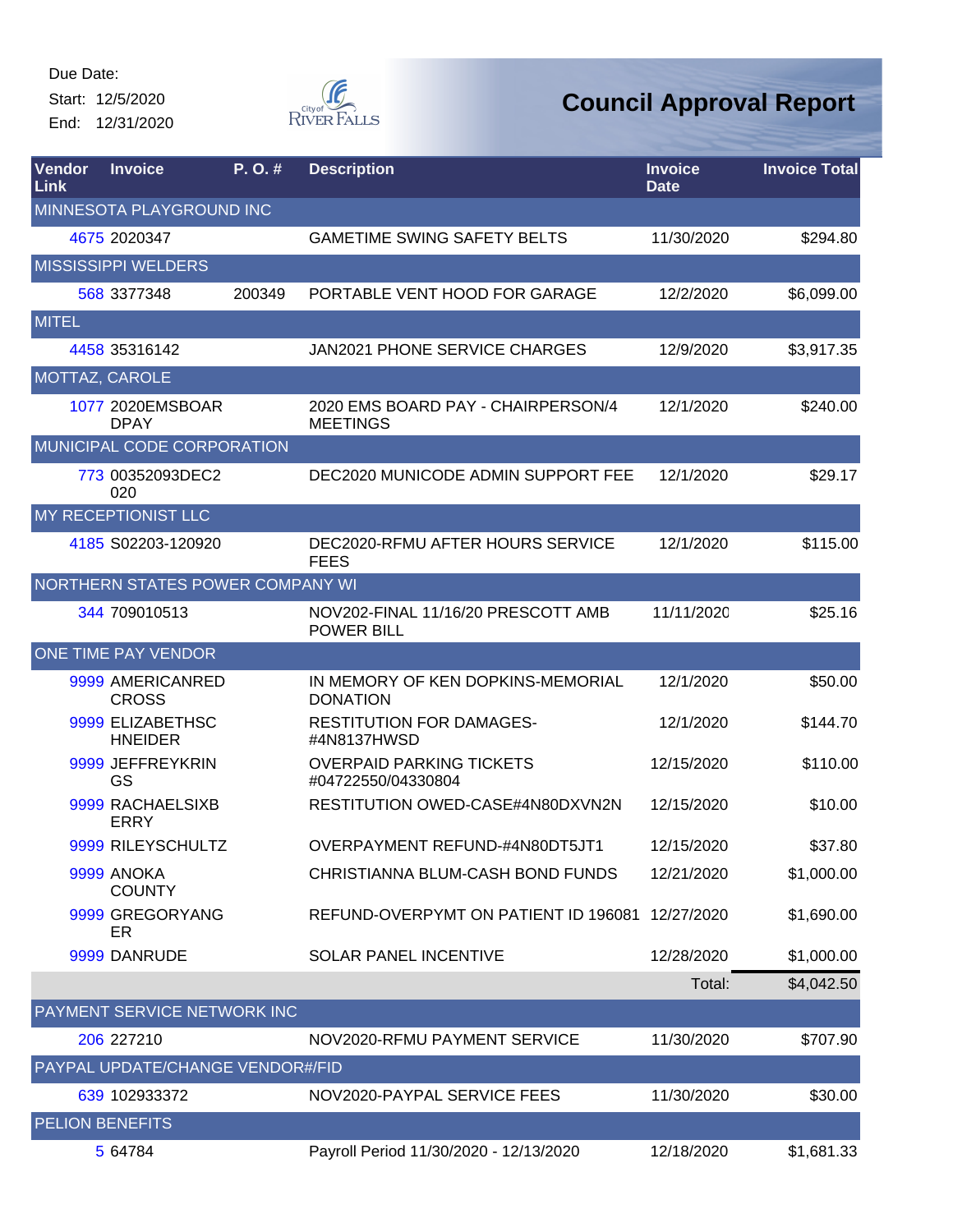Due Date:
Start: 12/5/2020
End: 12/31/2020

# Council Approval Report

| Vendor Link | Invoice | P. O. # | Description | Invoice Date | Invoice Total |
|---|---|---|---|---|---|
| MINNESOTA PLAYGROUND INC | | | | | |
| 4675 | 2020347 | | GAMETIME SWING SAFETY BELTS | 11/30/2020 | $294.80 |
| MISSISSIPPI WELDERS | | | | | |
| 568 | 3377348 | 200349 | PORTABLE VENT HOOD FOR GARAGE | 12/2/2020 | $6,099.00 |
| MITEL | | | | | |
| 4458 | 35316142 | | JAN2021 PHONE SERVICE CHARGES | 12/9/2020 | $3,917.35 |
| MOTTAZ, CAROLE | | | | | |
| 1077 | 2020EMSBOARDPAY | | 2020 EMS BOARD PAY - CHAIRPERSON/4 MEETINGS | 12/1/2020 | $240.00 |
| MUNICIPAL CODE CORPORATION | | | | | |
| 773 | 00352093DEC2020 | | DEC2020 MUNICODE ADMIN SUPPORT FEE | 12/1/2020 | $29.17 |
| MY RECEPTIONIST LLC | | | | | |
| 4185 | S02203-120920 | | DEC2020-RFMU AFTER HOURS SERVICE FEES | 12/1/2020 | $115.00 |
| NORTHERN STATES POWER COMPANY WI | | | | | |
| 344 | 709010513 | | NOV202-FINAL 11/16/20 PRESCOTT AMB POWER BILL | 11/11/2020 | $25.16 |
| ONE TIME PAY VENDOR | | | | | |
| 9999 | AMERICANREDCROSS | | IN MEMORY OF KEN DOPKINS-MEMORIAL DONATION | 12/1/2020 | $50.00 |
| 9999 | ELIZABETHSCHNEIDER | | RESTITUTION FOR DAMAGES-#4N8137HWSD | 12/1/2020 | $144.70 |
| 9999 | JEFFREYKRINGS | | OVERPAID PARKING TICKETS #04722550/04330804 | 12/15/2020 | $110.00 |
| 9999 | RACHAELSIXBERRY | | RESTITUTION OWED-CASE#4N80DXVN2N | 12/15/2020 | $10.00 |
| 9999 | RILEYSCHULTZ | | OVERPAYMENT REFUND-#4N80DT5JT1 | 12/15/2020 | $37.80 |
| 9999 | ANOKA COUNTY | | CHRISTIANNA BLUM-CASH BOND FUNDS | 12/21/2020 | $1,000.00 |
| 9999 | GREGORYANGER | | REFUND-OVERPYMT ON PATIENT ID 196081 | 12/27/2020 | $1,690.00 |
| 9999 | DANRUDE | | SOLAR PANEL INCENTIVE | 12/28/2020 | $1,000.00 |
| | | | | Total: | $4,042.50 |
| PAYMENT SERVICE NETWORK INC | | | | | |
| 206 | 227210 | | NOV2020-RFMU PAYMENT SERVICE | 11/30/2020 | $707.90 |
| PAYPAL UPDATE/CHANGE VENDOR#/FID | | | | | |
| 639 | 102933372 | | NOV2020-PAYPAL SERVICE FEES | 11/30/2020 | $30.00 |
| PELION BENEFITS | | | | | |
| 5 | 64784 | | Payroll Period 11/30/2020 - 12/13/2020 | 12/18/2020 | $1,681.33 |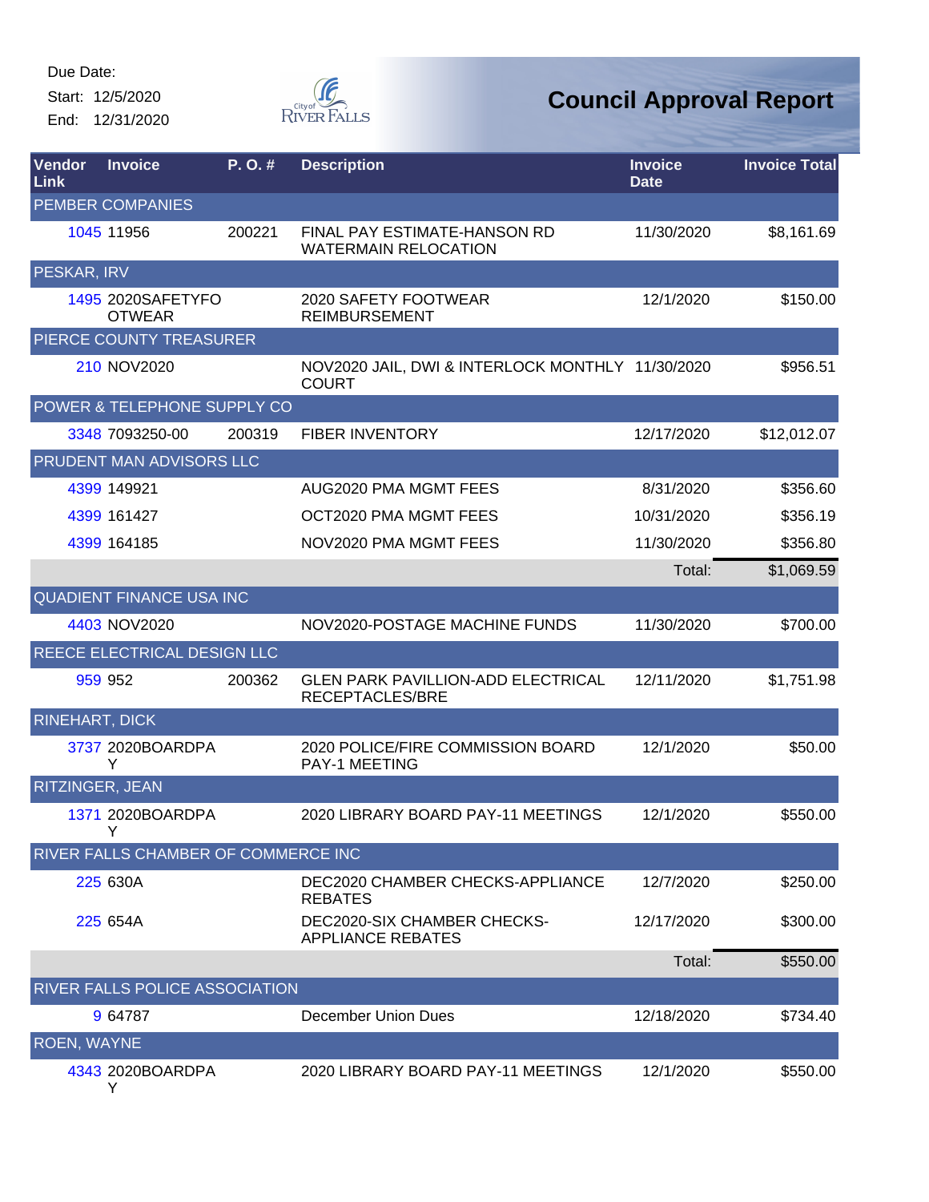Due Date:

Start: 12/5/2020

End: 12/31/2020

# Council Approval Report

| Vendor Link | Invoice | P. O. # | Description | Invoice Date | Invoice Total |
|---|---|---|---|---|---|
| PEMBER COMPANIES | | | | | |
| 1045 | 11956 | 200221 | FINAL PAY ESTIMATE-HANSON RD WATERMAIN RELOCATION | 11/30/2020 | $8,161.69 |
| PESKAR, IRV | | | | | |
| 1495 | 2020SAFETYFOOTWEAR | | 2020 SAFETY FOOTWEAR REIMBURSEMENT | 12/1/2020 | $150.00 |
| PIERCE COUNTY TREASURER | | | | | |
| 210 | NOV2020 | | NOV2020 JAIL, DWI & INTERLOCK MONTHLY COURT | 11/30/2020 | $956.51 |
| POWER & TELEPHONE SUPPLY CO | | | | | |
| 3348 | 7093250-00 | 200319 | FIBER INVENTORY | 12/17/2020 | $12,012.07 |
| PRUDENT MAN ADVISORS LLC | | | | | |
| 4399 | 149921 | | AUG2020 PMA MGMT FEES | 8/31/2020 | $356.60 |
| 4399 | 161427 | | OCT2020 PMA MGMT FEES | 10/31/2020 | $356.19 |
| 4399 | 164185 | | NOV2020 PMA MGMT FEES | 11/30/2020 | $356.80 |
| | | | | Total: | $1,069.59 |
| QUADIENT FINANCE USA INC | | | | | |
| 4403 | NOV2020 | | NOV2020-POSTAGE MACHINE FUNDS | 11/30/2020 | $700.00 |
| REECE ELECTRICAL DESIGN LLC | | | | | |
| 959 | 952 | 200362 | GLEN PARK PAVILLION-ADD ELECTRICAL RECEPTACLES/BRE | 12/11/2020 | $1,751.98 |
| RINEHART, DICK | | | | | |
| 3737 | 2020BOARDPAY | | 2020 POLICE/FIRE COMMISSION BOARD PAY-1 MEETING | 12/1/2020 | $50.00 |
| RITZINGER, JEAN | | | | | |
| 1371 | 2020BOARDPAY | | 2020 LIBRARY BOARD PAY-11 MEETINGS | 12/1/2020 | $550.00 |
| RIVER FALLS CHAMBER OF COMMERCE INC | | | | | |
| 225 | 630A | | DEC2020 CHAMBER CHECKS-APPLIANCE REBATES | 12/7/2020 | $250.00 |
| 225 | 654A | | DEC2020-SIX CHAMBER CHECKS-APPLIANCE REBATES | 12/17/2020 | $300.00 |
| | | | | Total: | $550.00 |
| RIVER FALLS POLICE ASSOCIATION | | | | | |
| 9 | 64787 | | December Union Dues | 12/18/2020 | $734.40 |
| ROEN, WAYNE | | | | | |
| 4343 | 2020BOARDPAY | | 2020 LIBRARY BOARD PAY-11 MEETINGS | 12/1/2020 | $550.00 |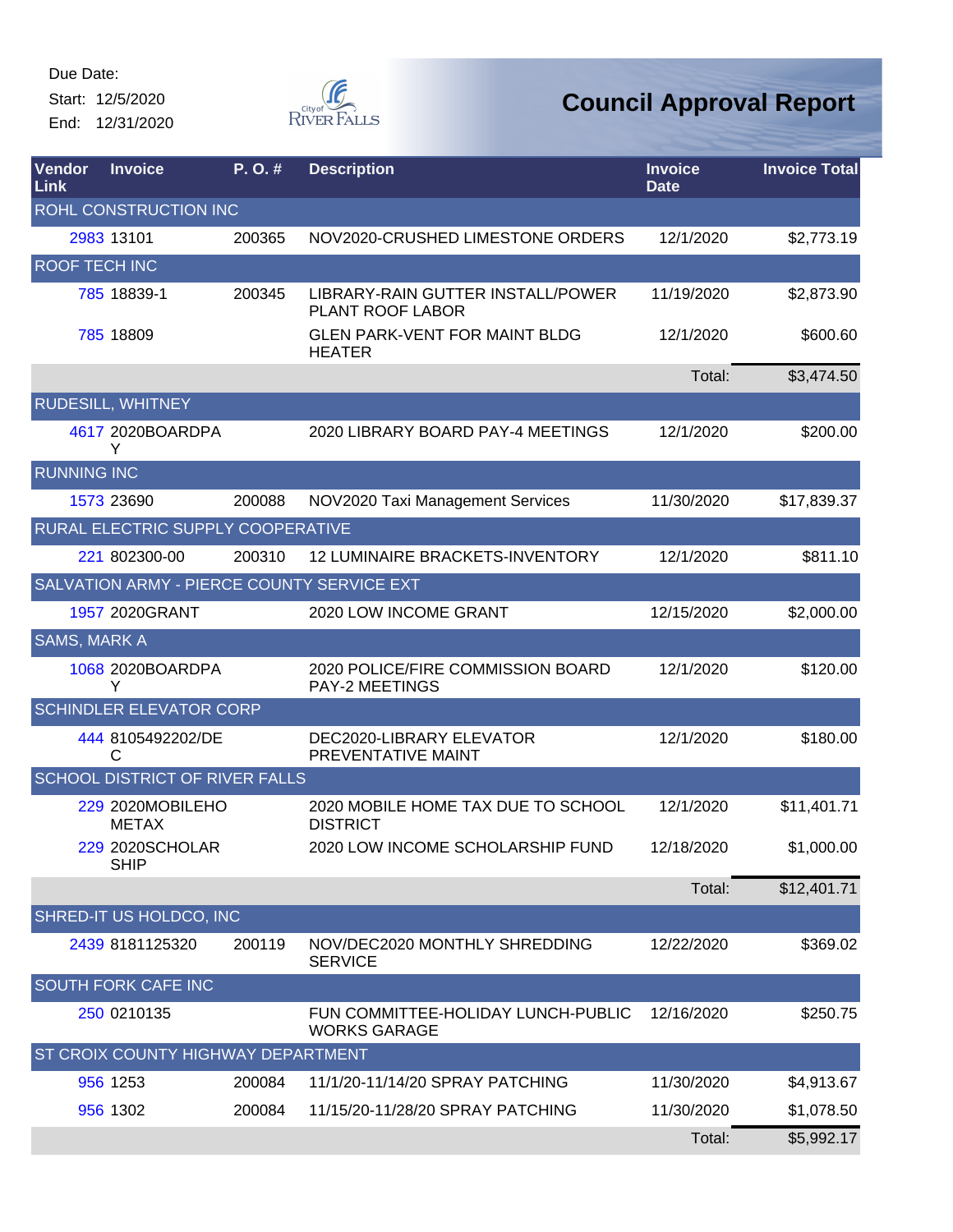Due Date:
Start: 12/5/2020
End: 12/31/2020

# Council Approval Report

| Vendor Link | Invoice | P. O. # | Description | Invoice Date | Invoice Total |
|---|---|---|---|---|---|
| ROHL CONSTRUCTION INC | | | | | |
| 2983 | 13101 | 200365 | NOV2020-CRUSHED LIMESTONE ORDERS | 12/1/2020 | $2,773.19 |
| ROOF TECH INC | | | | | |
| 785 | 18839-1 | 200345 | LIBRARY-RAIN GUTTER INSTALL/POWER PLANT ROOF LABOR | 11/19/2020 | $2,873.90 |
| 785 | 18809 | | GLEN PARK-VENT FOR MAINT BLDG HEATER | 12/1/2020 | $600.60 |
| | | | | Total: | $3,474.50 |
| RUDESILL, WHITNEY | | | | | |
| 4617 | 2020BOARDPAY | | 2020 LIBRARY BOARD PAY-4 MEETINGS | 12/1/2020 | $200.00 |
| RUNNING INC | | | | | |
| 1573 | 23690 | 200088 | NOV2020 Taxi Management Services | 11/30/2020 | $17,839.37 |
| RURAL ELECTRIC SUPPLY COOPERATIVE | | | | | |
| 221 | 802300-00 | 200310 | 12 LUMINAIRE BRACKETS-INVENTORY | 12/1/2020 | $811.10 |
| SALVATION ARMY - PIERCE COUNTY SERVICE EXT | | | | | |
| 1957 | 2020GRANT | | 2020 LOW INCOME GRANT | 12/15/2020 | $2,000.00 |
| SAMS, MARK A | | | | | |
| 1068 | 2020BOARDPAY | | 2020 POLICE/FIRE COMMISSION BOARD PAY-2 MEETINGS | 12/1/2020 | $120.00 |
| SCHINDLER ELEVATOR CORP | | | | | |
| 444 | 8105492202/DEC | | DEC2020-LIBRARY ELEVATOR PREVENTATIVE MAINT | 12/1/2020 | $180.00 |
| SCHOOL DISTRICT OF RIVER FALLS | | | | | |
| 229 | 2020MOBILEHOMETAX | | 2020 MOBILE HOME TAX DUE TO SCHOOL DISTRICT | 12/1/2020 | $11,401.71 |
| 229 | 2020SCHOLARSHIP | | 2020 LOW INCOME SCHOLARSHIP FUND | 12/18/2020 | $1,000.00 |
| | | | | Total: | $12,401.71 |
| SHRED-IT US HOLDCO, INC | | | | | |
| 2439 | 8181125320 | 200119 | NOV/DEC2020 MONTHLY SHREDDING SERVICE | 12/22/2020 | $369.02 |
| SOUTH FORK CAFE INC | | | | | |
| 250 | 0210135 | | FUN COMMITTEE-HOLIDAY LUNCH-PUBLIC WORKS GARAGE | 12/16/2020 | $250.75 |
| ST CROIX COUNTY HIGHWAY DEPARTMENT | | | | | |
| 956 | 1253 | 200084 | 11/1/20-11/14/20 SPRAY PATCHING | 11/30/2020 | $4,913.67 |
| 956 | 1302 | 200084 | 11/15/20-11/28/20 SPRAY PATCHING | 11/30/2020 | $1,078.50 |
| | | | | Total: | $5,992.17 |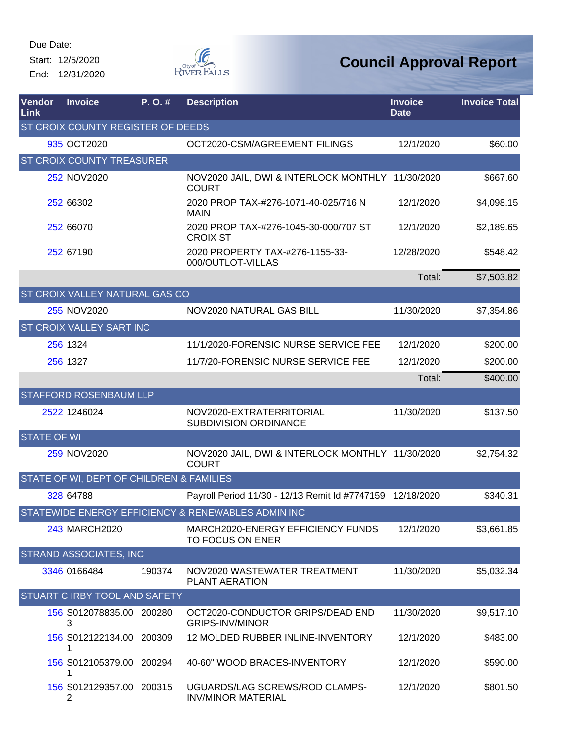Due Date:
Start: 12/5/2020
End: 12/31/2020

# Council Approval Report

| Vendor Link | Invoice | P. O. # | Description | Invoice Date | Invoice Total |
|---|---|---|---|---|---|
| ST CROIX COUNTY REGISTER OF DEEDS | | | | | |
| 935 | OCT2020 | | OCT2020-CSM/AGREEMENT FILINGS | 12/1/2020 | $60.00 |
| ST CROIX COUNTY TREASURER | | | | | |
| 252 | NOV2020 | | NOV2020 JAIL, DWI & INTERLOCK MONTHLY COURT | 11/30/2020 | $667.60 |
| 252 | 66302 | | 2020 PROP TAX-#276-1071-40-025/716 N MAIN | 12/1/2020 | $4,098.15 |
| 252 | 66070 | | 2020 PROP TAX-#276-1045-30-000/707 ST CROIX ST | 12/1/2020 | $2,189.65 |
| 252 | 67190 | | 2020 PROPERTY TAX-#276-1155-33-000/OUTLOT-VILLAS | 12/28/2020 | $548.42 |
| | | | | Total: | $7,503.82 |
| ST CROIX VALLEY NATURAL GAS CO | | | | | |
| 255 | NOV2020 | | NOV2020 NATURAL GAS BILL | 11/30/2020 | $7,354.86 |
| ST CROIX VALLEY SART INC | | | | | |
| 256 | 1324 | | 11/1/2020-FORENSIC NURSE SERVICE FEE | 12/1/2020 | $200.00 |
| 256 | 1327 | | 11/7/20-FORENSIC NURSE SERVICE FEE | 12/1/2020 | $200.00 |
| | | | | Total: | $400.00 |
| STAFFORD ROSENBAUM LLP | | | | | |
| 2522 | 1246024 | | NOV2020-EXTRATERRITORIAL SUBDIVISION ORDINANCE | 11/30/2020 | $137.50 |
| STATE OF WI | | | | | |
| 259 | NOV2020 | | NOV2020 JAIL, DWI & INTERLOCK MONTHLY COURT | 11/30/2020 | $2,754.32 |
| STATE OF WI, DEPT OF CHILDREN & FAMILIES | | | | | |
| 328 | 64788 | | Payroll Period 11/30 - 12/13 Remit Id #7747159 | 12/18/2020 | $340.31 |
| STATEWIDE ENERGY EFFICIENCY & RENEWABLES ADMIN INC | | | | | |
| 243 | MARCH2020 | | MARCH2020-ENERGY EFFICIENCY FUNDS TO FOCUS ON ENER | 12/1/2020 | $3,661.85 |
| STRAND ASSOCIATES, INC | | | | | |
| 3346 | 0166484 | 190374 | NOV2020 WASTEWATER TREATMENT PLANT AERATION | 11/30/2020 | $5,032.34 |
| STUART C IRBY TOOL AND SAFETY | | | | | |
| 156 | S012078835.003 | 200280 | OCT2020-CONDUCTOR GRIPS/DEAD END GRIPS-INV/MINOR | 11/30/2020 | $9,517.10 |
| 156 | S012122134.001 | 200309 | 12 MOLDED RUBBER INLINE-INVENTORY | 12/1/2020 | $483.00 |
| 156 | S012105379.001 | 200294 | 40-60" WOOD BRACES-INVENTORY | 12/1/2020 | $590.00 |
| 156 | S012129357.002 | 200315 | UGUARDS/LAG SCREWS/ROD CLAMPS-INV/MINOR MATERIAL | 12/1/2020 | $801.50 |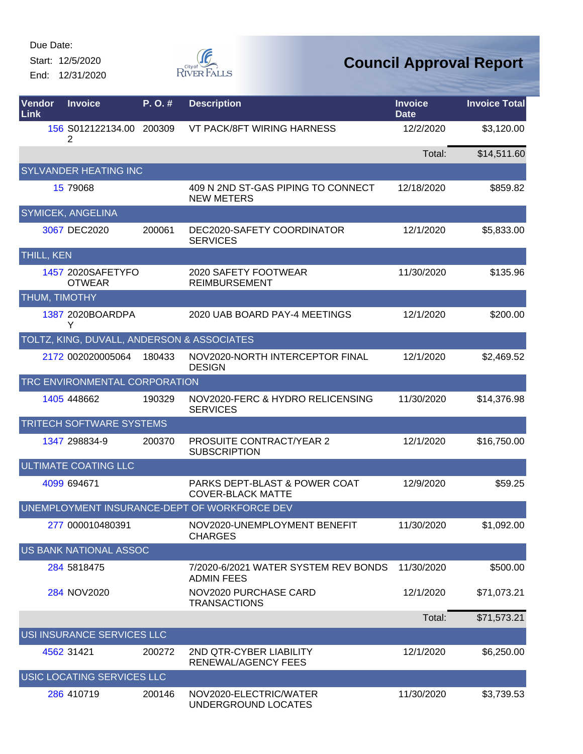Due Date:
Start: 12/5/2020
End: 12/31/2020

# Council Approval Report

| Vendor Link | Invoice | P. O. # | Description | Invoice Date | Invoice Total |
|---|---|---|---|---|---|
| 156 | S012122134.002 | 200309 | VT PACK/8FT WIRING HARNESS | 12/2/2020 | $3,120.00 |
| | | | | Total: | $14,511.60 |
| **SYLVANDER HEATING INC** | | | | | |
| 15 | 79068 | | 409 N 2ND ST-GAS PIPING TO CONNECT NEW METERS | 12/18/2020 | $859.82 |
| **SYMICEK, ANGELINA** | | | | | |
| 3067 | DEC2020 | 200061 | DEC2020-SAFETY COORDINATOR SERVICES | 12/1/2020 | $5,833.00 |
| **THILL, KEN** | | | | | |
| 1457 | 2020SAFETYFOOTWEAR | | 2020 SAFETY FOOTWEAR REIMBURSEMENT | 11/30/2020 | $135.96 |
| **THUM, TIMOTHY** | | | | | |
| 1387 | 2020BOARDPAY | | 2020 UAB BOARD PAY-4 MEETINGS | 12/1/2020 | $200.00 |
| **TOLTZ, KING, DUVALL, ANDERSON & ASSOCIATES** | | | | | |
| 2172 | 002020005064 | 180433 | NOV2020-NORTH INTERCEPTOR FINAL DESIGN | 12/1/2020 | $2,469.52 |
| **TRC ENVIRONMENTAL CORPORATION** | | | | | |
| 1405 | 448662 | 190329 | NOV2020-FERC & HYDRO RELICENSING SERVICES | 11/30/2020 | $14,376.98 |
| **TRITECH SOFTWARE SYSTEMS** | | | | | |
| 1347 | 298834-9 | 200370 | PROSUITE CONTRACT/YEAR 2 SUBSCRIPTION | 12/1/2020 | $16,750.00 |
| **ULTIMATE COATING LLC** | | | | | |
| 4099 | 694671 | | PARKS DEPT-BLAST & POWER COAT COVER-BLACK MATTE | 12/9/2020 | $59.25 |
| **UNEMPLOYMENT INSURANCE-DEPT OF WORKFORCE DEV** | | | | | |
| 277 | 000010480391 | | NOV2020-UNEMPLOYMENT BENEFIT CHARGES | 11/30/2020 | $1,092.00 |
| **US BANK NATIONAL ASSOC** | | | | | |
| 284 | 5818475 | | 7/2020-6/2021 WATER SYSTEM REV BONDS ADMIN FEES | 11/30/2020 | $500.00 |
| 284 | NOV2020 | | NOV2020 PURCHASE CARD TRANSACTIONS | 12/1/2020 | $71,073.21 |
| | | | | Total: | $71,573.21 |
| **USI INSURANCE SERVICES LLC** | | | | | |
| 4562 | 31421 | 200272 | 2ND QTR-CYBER LIABILITY RENEWAL/AGENCY FEES | 12/1/2020 | $6,250.00 |
| **USIC LOCATING SERVICES LLC** | | | | | |
| 286 | 410719 | 200146 | NOV2020-ELECTRIC/WATER UNDERGROUND LOCATES | 11/30/2020 | $3,739.53 |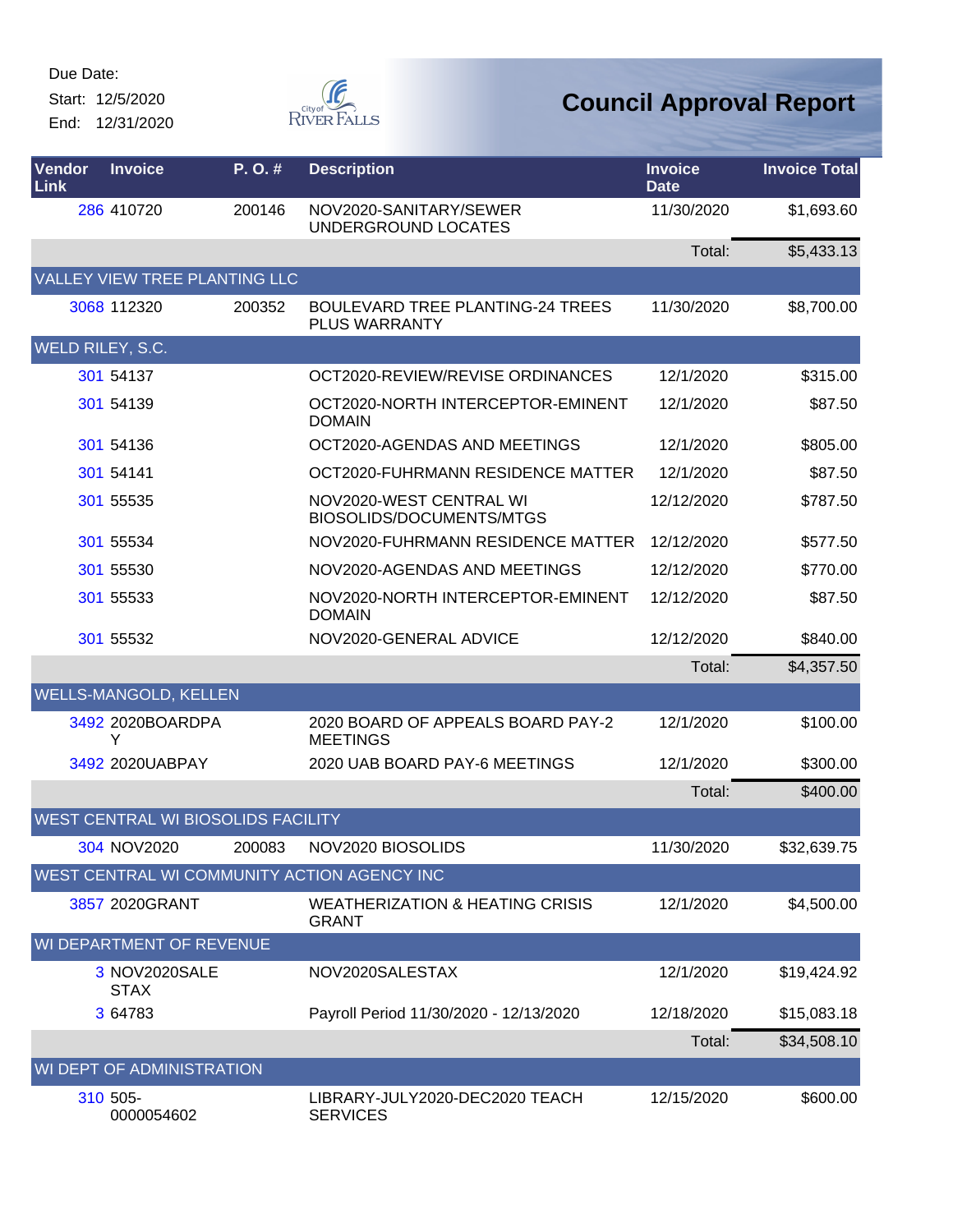Due Date:
Start: 12/5/2020
End: 12/31/2020

# Council Approval Report

| Vendor Link | Invoice | P. O. # | Description | Invoice Date | Invoice Total |
|---|---|---|---|---|---|
| 286 | 410720 | 200146 | NOV2020-SANITARY/SEWER UNDERGROUND LOCATES | 11/30/2020 | $1,693.60 |
| | | | | Total: | $5,433.13 |
| VALLEY VIEW TREE PLANTING LLC | | | | | |
| 3068 | 112320 | 200352 | BOULEVARD TREE PLANTING-24 TREES PLUS WARRANTY | 11/30/2020 | $8,700.00 |
| WELD RILEY, S.C. | | | | | |
| 301 | 54137 | | OCT2020-REVIEW/REVISE ORDINANCES | 12/1/2020 | $315.00 |
| 301 | 54139 | | OCT2020-NORTH INTERCEPTOR-EMINENT DOMAIN | 12/1/2020 | $87.50 |
| 301 | 54136 | | OCT2020-AGENDAS AND MEETINGS | 12/1/2020 | $805.00 |
| 301 | 54141 | | OCT2020-FUHRMANN RESIDENCE MATTER | 12/1/2020 | $87.50 |
| 301 | 55535 | | NOV2020-WEST CENTRAL WI BIOSOLIDS/DOCUMENTS/MTGS | 12/12/2020 | $787.50 |
| 301 | 55534 | | NOV2020-FUHRMANN RESIDENCE MATTER | 12/12/2020 | $577.50 |
| 301 | 55530 | | NOV2020-AGENDAS AND MEETINGS | 12/12/2020 | $770.00 |
| 301 | 55533 | | NOV2020-NORTH INTERCEPTOR-EMINENT DOMAIN | 12/12/2020 | $87.50 |
| 301 | 55532 | | NOV2020-GENERAL ADVICE | 12/12/2020 | $840.00 |
| | | | | Total: | $4,357.50 |
| WELLS-MANGOLD, KELLEN | | | | | |
| 3492 | 2020BOARDPAY | | 2020 BOARD OF APPEALS BOARD PAY-2 MEETINGS | 12/1/2020 | $100.00 |
| 3492 | 2020UABPAY | | 2020 UAB BOARD PAY-6 MEETINGS | 12/1/2020 | $300.00 |
| | | | | Total: | $400.00 |
| WEST CENTRAL WI BIOSOLIDS FACILITY | | | | | |
| 304 | NOV2020 | 200083 | NOV2020 BIOSOLIDS | 11/30/2020 | $32,639.75 |
| WEST CENTRAL WI COMMUNITY ACTION AGENCY INC | | | | | |
| 3857 | 2020GRANT | | WEATHERIZATION & HEATING CRISIS GRANT | 12/1/2020 | $4,500.00 |
| WI DEPARTMENT OF REVENUE | | | | | |
| 3 | NOV2020SALESTAX | | NOV2020SALESTAX | 12/1/2020 | $19,424.92 |
| 3 | 64783 | | Payroll Period 11/30/2020 - 12/13/2020 | 12/18/2020 | $15,083.18 |
| | | | | Total: | $34,508.10 |
| WI DEPT OF ADMINISTRATION | | | | | |
| 310 | 505-0000054602 | | LIBRARY-JULY2020-DEC2020 TEACH SERVICES | 12/15/2020 | $600.00 |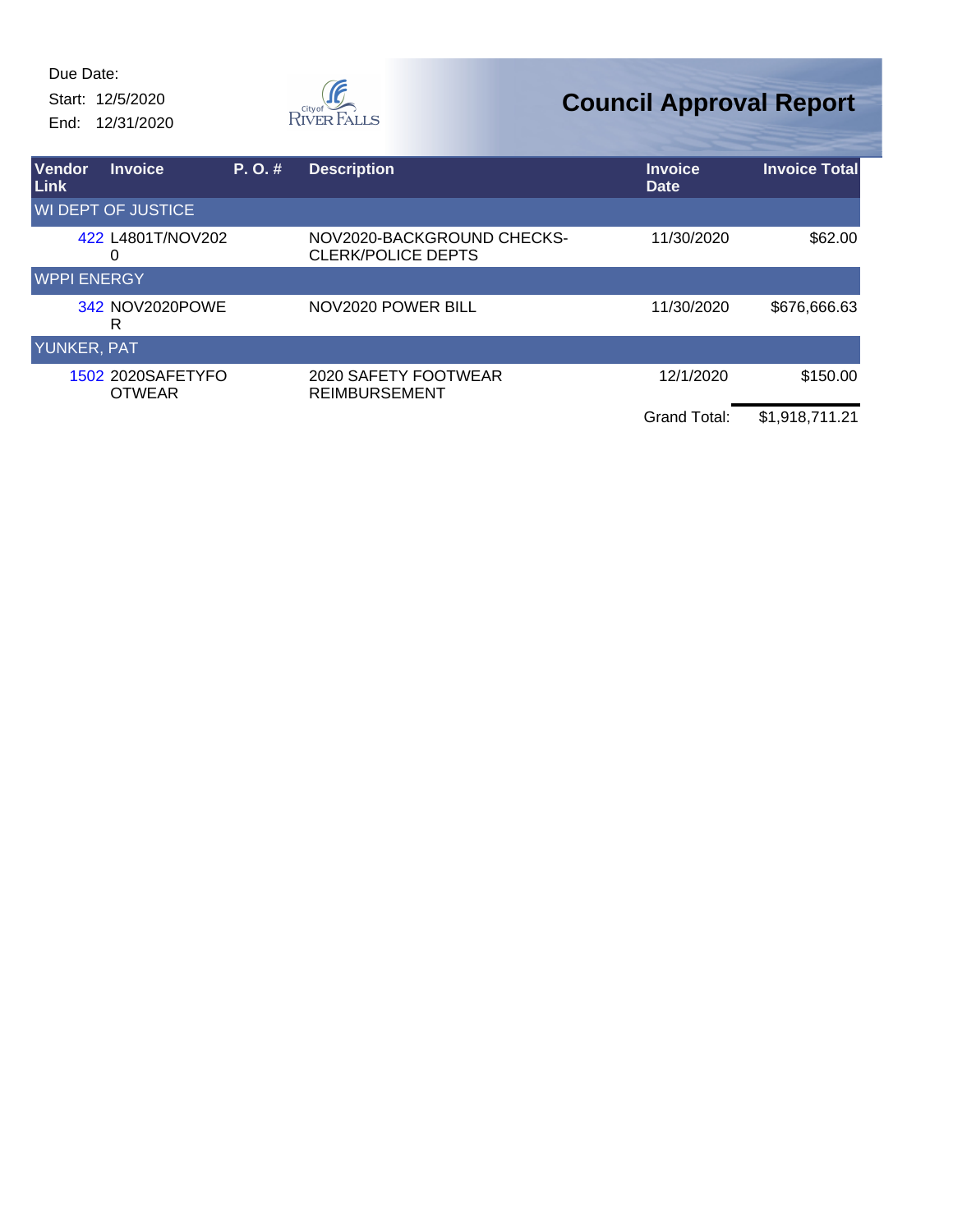Due Date:

Start: 12/5/2020

End: 12/31/2020

# Council Approval Report

| Vendor Link | Invoice | P. O. # | Description | Invoice Date | Invoice Total |
|---|---|---|---|---|---|
| WI DEPT OF JUSTICE | | | | | |
| 422 | L4801T/NOV2020 | | NOV2020-BACKGROUND CHECKS-CLERK/POLICE DEPTS | 11/30/2020 | $62.00 |
| WPPI ENERGY | | | | | |
| 342 | NOV2020POWER | | NOV2020 POWER BILL | 11/30/2020 | $676,666.63 |
| YUNKER, PAT | | | | | |
| 1502 | 2020SAFETYFOOTWEAR | | 2020 SAFETY FOOTWEAR REIMBURSEMENT | 12/1/2020 | $150.00 |
| | | | | Grand Total: | $1,918,711.21 |